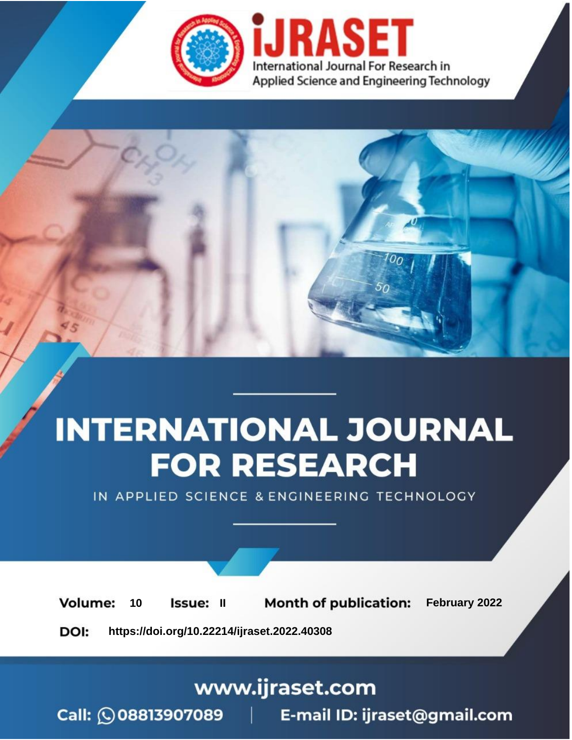# INTERNATIONAL JOURNAL FOR RESEARCH

IN APPLIED SCIENCE & ENGINEERING TECHNOLOGY

iJRASET

International Journal For Research in Applied Science and Engineering Technology

**Volume:** 10 **Issue:** II **Month of publication:** February 2022

**DOI:** https://doi.org/10.22214/ijraset.2022.40308

www.ijraset.com

Call: 08813907089 | E-mail ID: ijraset@gmail.com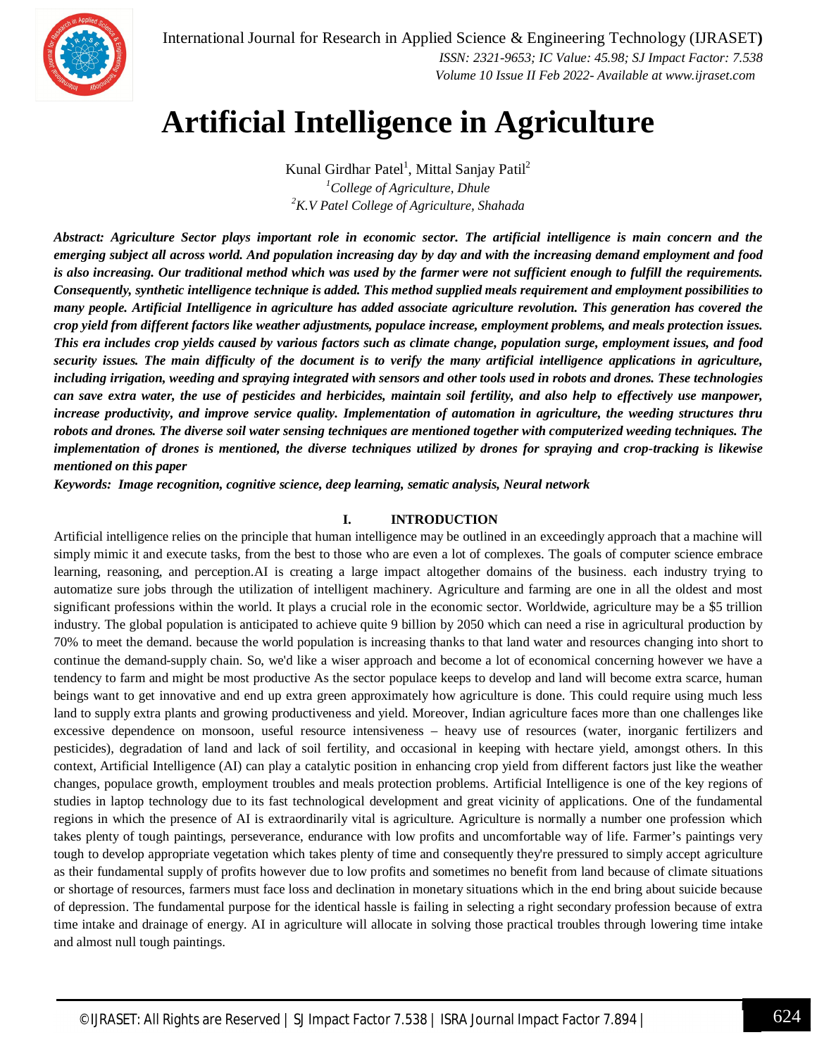# Artificial Intelligence in Agriculture

Kunal Girdhar Patel[1], Mittal Sanjay Patil[2]

[1]*College of Agriculture, Dhule*

[2]*K.V Patel College of Agriculture, Shahada*

***Abstract:** Agriculture Sector plays important role in economic sector. The artificial intelligence is main concern and the emerging subject all across world. And population increasing day by day and with the increasing demand employment and food is also increasing. Our traditional method which was used by the farmer were not sufficient enough to fulfill the requirements. Consequently, synthetic intelligence technique is added. This method supplied meals requirement and employment possibilities to many people. Artificial Intelligence in agriculture has added associate agriculture revolution. This generation has covered the crop yield from different factors like weather adjustments, populace increase, employment problems, and meals protection issues. This era includes crop yields caused by various factors such as climate change, population surge, employment issues, and food security issues. The main difficulty of the document is to verify the many artificial intelligence applications in agriculture, including irrigation, weeding and spraying integrated with sensors and other tools used in robots and drones. These technologies can save extra water, the use of pesticides and herbicides, maintain soil fertility, and also help to effectively use manpower, increase productivity, and improve service quality. Implementation of automation in agriculture, the weeding structures thru robots and drones. The diverse soil water sensing techniques are mentioned together with computerized weeding techniques. The implementation of drones is mentioned, the diverse techniques utilized by drones for spraying and crop-tracking is likewise mentioned on this paper***

***Keywords:** Image recognition, cognitive science, deep learning, sematic analysis, Neural network*

## I. INTRODUCTION

Artificial intelligence relies on the principle that human intelligence may be outlined in an exceedingly approach that a machine will simply mimic it and execute tasks, from the best to those who are even a lot of complexes. The goals of computer science embrace learning, reasoning, and perception.AI is creating a large impact altogether domains of the business. each industry trying to automatize sure jobs through the utilization of intelligent machinery. Agriculture and farming are one in all the oldest and most significant professions within the world. It plays a crucial role in the economic sector. Worldwide, agriculture may be a $5 trillion industry. The global population is anticipated to achieve quite 9 billion by 2050 which can need a rise in agricultural production by 70% to meet the demand. because the world population is increasing thanks to that land water and resources changing into short to continue the demand-supply chain. So, we'd like a wiser approach and become a lot of economical concerning however we have a tendency to farm and might be most productive As the sector populace keeps to develop and land will become extra scarce, human beings want to get innovative and end up extra green approximately how agriculture is done. This could require using much less land to supply extra plants and growing productiveness and yield. Moreover, Indian agriculture faces more than one challenges like excessive dependence on monsoon, useful resource intensiveness – heavy use of resources (water, inorganic fertilizers and pesticides), degradation of land and lack of soil fertility, and occasional in keeping with hectare yield, amongst others. In this context, Artificial Intelligence (AI) can play a catalytic position in enhancing crop yield from different factors just like the weather changes, populace growth, employment troubles and meals protection problems. Artificial Intelligence is one of the key regions of studies in laptop technology due to its fast technological development and great vicinity of applications. One of the fundamental regions in which the presence of AI is extraordinarily vital is agriculture. Agriculture is normally a number one profession which takes plenty of tough paintings, perseverance, endurance with low profits and uncomfortable way of life. Farmer's paintings very tough to develop appropriate vegetation which takes plenty of time and consequently they're pressured to simply accept agriculture as their fundamental supply of profits however due to low profits and sometimes no benefit from land because of climate situations or shortage of resources, farmers must face loss and declination in monetary situations which in the end bring about suicide because of depression. The fundamental purpose for the identical hassle is failing in selecting a right secondary profession because of extra time intake and drainage of energy. AI in agriculture will allocate in solving those practical troubles through lowering time intake and almost null tough paintings.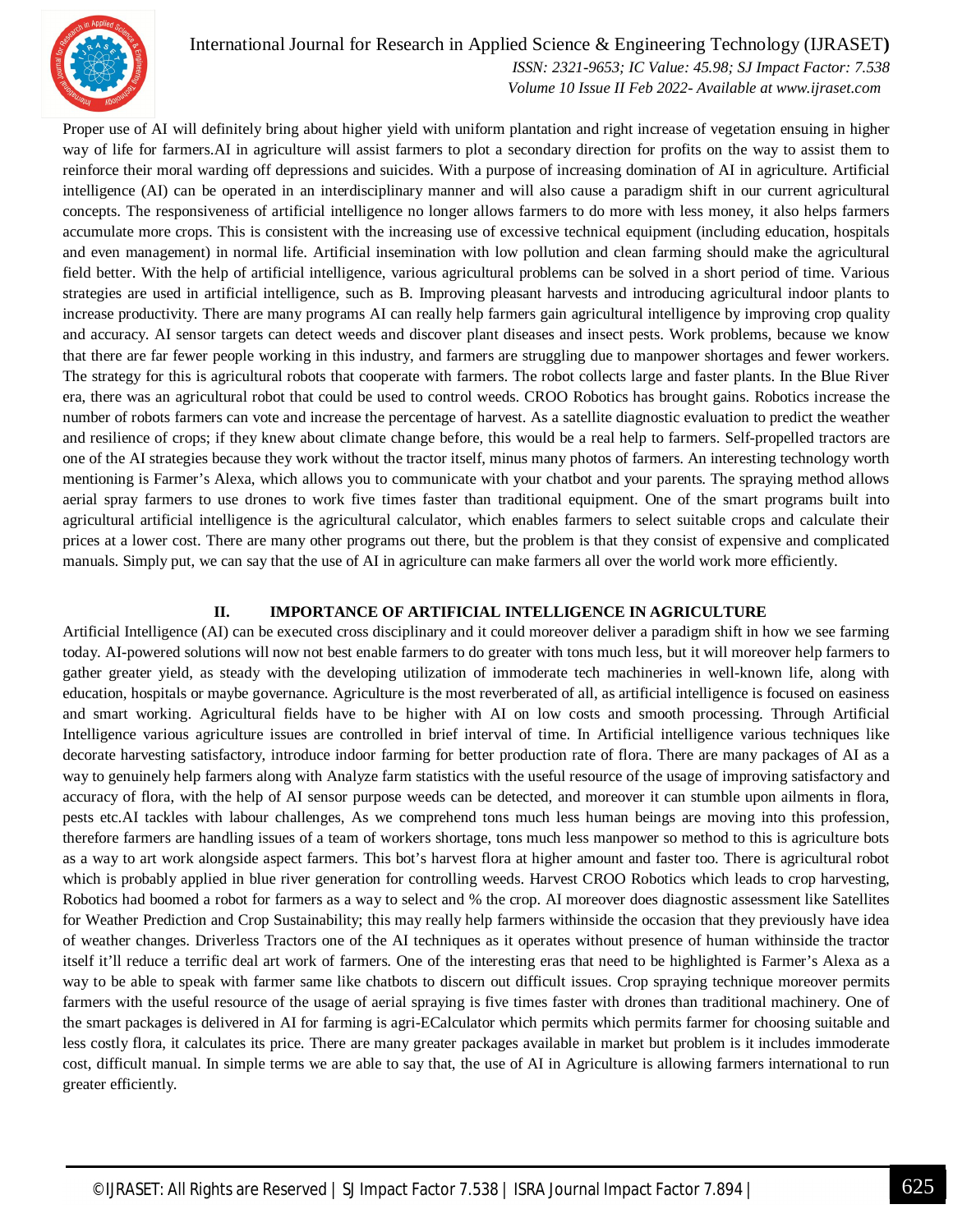Proper use of AI will definitely bring about higher yield with uniform plantation and right increase of vegetation ensuing in higher way of life for farmers.AI in agriculture will assist farmers to plot a secondary direction for profits on the way to assist them to reinforce their moral warding off depressions and suicides. With a purpose of increasing domination of AI in agriculture. Artificial intelligence (AI) can be operated in an interdisciplinary manner and will also cause a paradigm shift in our current agricultural concepts. The responsiveness of artificial intelligence no longer allows farmers to do more with less money, it also helps farmers accumulate more crops. This is consistent with the increasing use of excessive technical equipment (including education, hospitals and even management) in normal life. Artificial insemination with low pollution and clean farming should make the agricultural field better. With the help of artificial intelligence, various agricultural problems can be solved in a short period of time. Various strategies are used in artificial intelligence, such as B. Improving pleasant harvests and introducing agricultural indoor plants to increase productivity. There are many programs AI can really help farmers gain agricultural intelligence by improving crop quality and accuracy. AI sensor targets can detect weeds and discover plant diseases and insect pests. Work problems, because we know that there are far fewer people working in this industry, and farmers are struggling due to manpower shortages and fewer workers. The strategy for this is agricultural robots that cooperate with farmers. The robot collects large and faster plants. In the Blue River era, there was an agricultural robot that could be used to control weeds. CROO Robotics has brought gains. Robotics increase the number of robots farmers can vote and increase the percentage of harvest. As a satellite diagnostic evaluation to predict the weather and resilience of crops; if they knew about climate change before, this would be a real help to farmers. Self-propelled tractors are one of the AI strategies because they work without the tractor itself, minus many photos of farmers. An interesting technology worth mentioning is Farmer's Alexa, which allows you to communicate with your chatbot and your parents. The spraying method allows aerial spray farmers to use drones to work five times faster than traditional equipment. One of the smart programs built into agricultural artificial intelligence is the agricultural calculator, which enables farmers to select suitable crops and calculate their prices at a lower cost. There are many other programs out there, but the problem is that they consist of expensive and complicated manuals. Simply put, we can say that the use of AI in agriculture can make farmers all over the world work more efficiently.

## II. IMPORTANCE OF ARTIFICIAL INTELLIGENCE IN AGRICULTURE

Artificial Intelligence (AI) can be executed cross disciplinary and it could moreover deliver a paradigm shift in how we see farming today. AI-powered solutions will now not best enable farmers to do greater with tons much less, but it will moreover help farmers to gather greater yield, as steady with the developing utilization of immoderate tech machineries in well-known life, along with education, hospitals or maybe governance. Agriculture is the most reverberated of all, as artificial intelligence is focused on easiness and smart working. Agricultural fields have to be higher with AI on low costs and smooth processing. Through Artificial Intelligence various agriculture issues are controlled in brief interval of time. In Artificial intelligence various techniques like decorate harvesting satisfactory, introduce indoor farming for better production rate of flora. There are many packages of AI as a way to genuinely help farmers along with Analyze farm statistics with the useful resource of the usage of improving satisfactory and accuracy of flora, with the help of AI sensor purpose weeds can be detected, and moreover it can stumble upon ailments in flora, pests etc.AI tackles with labour challenges, As we comprehend tons much less human beings are moving into this profession, therefore farmers are handling issues of a team of workers shortage, tons much less manpower so method to this is agriculture bots as a way to art work alongside aspect farmers. This bot's harvest flora at higher amount and faster too. There is agricultural robot which is probably applied in blue river generation for controlling weeds. Harvest CROO Robotics which leads to crop harvesting, Robotics had boomed a robot for farmers as a way to select and % the crop. AI moreover does diagnostic assessment like Satellites for Weather Prediction and Crop Sustainability; this may really help farmers withinside the occasion that they previously have idea of weather changes. Driverless Tractors one of the AI techniques as it operates without presence of human withinside the tractor itself it'll reduce a terrific deal art work of farmers. One of the interesting eras that need to be highlighted is Farmer's Alexa as a way to be able to speak with farmer same like chatbots to discern out difficult issues. Crop spraying technique moreover permits farmers with the useful resource of the usage of aerial spraying is five times faster with drones than traditional machinery. One of the smart packages is delivered in AI for farming is agri-ECalculator which permits which permits farmer for choosing suitable and less costly flora, it calculates its price. There are many greater packages available in market but problem is it includes immoderate cost, difficult manual. In simple terms we are able to say that, the use of AI in Agriculture is allowing farmers international to run greater efficiently.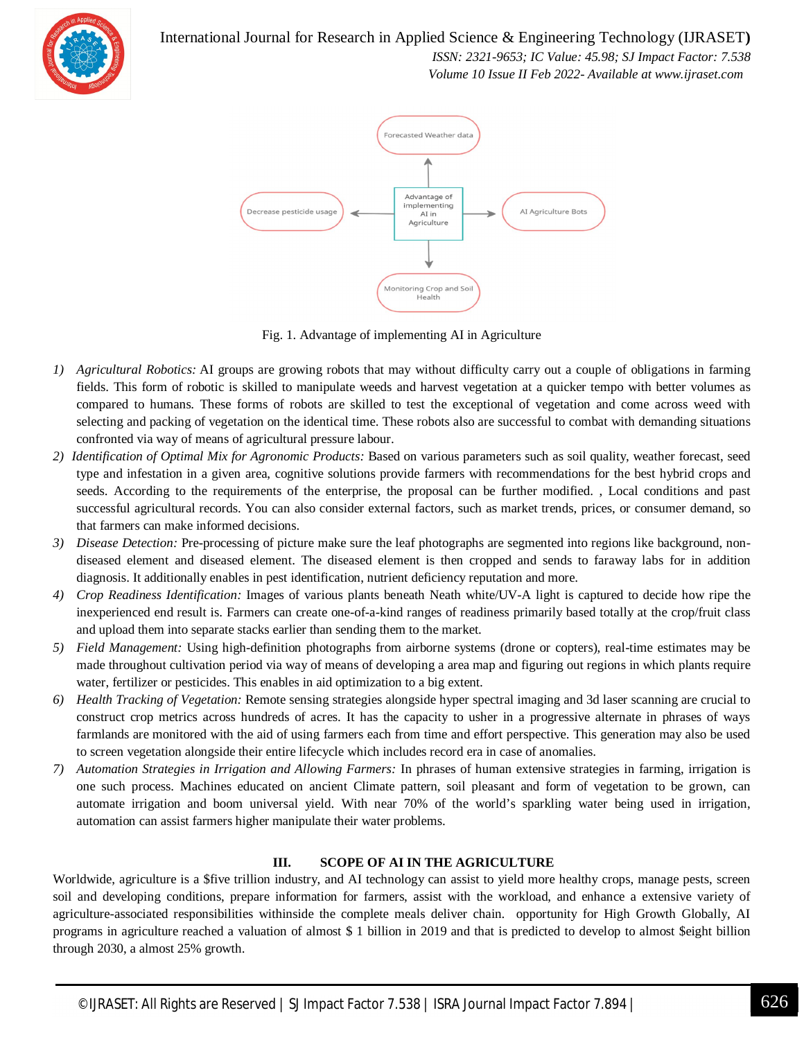Fig. 1. Advantage of implementing AI in Agriculture

1) *Agricultural Robotics:* AI groups are growing robots that may without difficulty carry out a couple of obligations in farming fields. This form of robotic is skilled to manipulate weeds and harvest vegetation at a quicker tempo with better volumes as compared to humans. These forms of robots are skilled to test the exceptional of vegetation and come across weed with selecting and packing of vegetation on the identical time. These robots also are successful to combat with demanding situations confronted via way of means of agricultural pressure labour.
2) *Identification of Optimal Mix for Agronomic Products:* Based on various parameters such as soil quality, weather forecast, seed type and infestation in a given area, cognitive solutions provide farmers with recommendations for the best hybrid crops and seeds. According to the requirements of the enterprise, the proposal can be further modified. , Local conditions and past successful agricultural records. You can also consider external factors, such as market trends, prices, or consumer demand, so that farmers can make informed decisions.
3) *Disease Detection:* Pre-processing of picture make sure the leaf photographs are segmented into regions like background, non-diseased element and diseased element. The diseased element is then cropped and sends to faraway labs for in addition diagnosis. It additionally enables in pest identification, nutrient deficiency reputation and more.
4) *Crop Readiness Identification:* Images of various plants beneath Neath white/UV-A light is captured to decide how ripe the inexperienced end result is. Farmers can create one-of-a-kind ranges of readiness primarily based totally at the crop/fruit class and upload them into separate stacks earlier than sending them to the market.
5) *Field Management:* Using high-definition photographs from airborne systems (drone or copters), real-time estimates may be made throughout cultivation period via way of means of developing a area map and figuring out regions in which plants require water, fertilizer or pesticides. This enables in aid optimization to a big extent.
6) *Health Tracking of Vegetation:* Remote sensing strategies alongside hyper spectral imaging and 3d laser scanning are crucial to construct crop metrics across hundreds of acres. It has the capacity to usher in a progressive alternate in phrases of ways farmlands are monitored with the aid of using farmers each from time and effort perspective. This generation may also be used to screen vegetation alongside their entire lifecycle which includes record era in case of anomalies.
7) *Automation Strategies in Irrigation and Allowing Farmers:* In phrases of human extensive strategies in farming, irrigation is one such process. Machines educated on ancient Climate pattern, soil pleasant and form of vegetation to be grown, can automate irrigation and boom universal yield. With near 70% of the world's sparkling water being used in irrigation, automation can assist farmers higher manipulate their water problems.

## III. SCOPE OF AI IN THE AGRICULTURE

Worldwide, agriculture is a $five trillion industry, and AI technology can assist to yield more healthy crops, manage pests, screen soil and developing conditions, prepare information for farmers, assist with the workload, and enhance a extensive variety of agriculture-associated responsibilities withinside the complete meals deliver chain. opportunity for High Growth Globally, AI programs in agriculture reached a valuation of almost $ 1 billion in 2019 and that is predicted to develop to almost $eight billion through 2030, a almost 25% growth.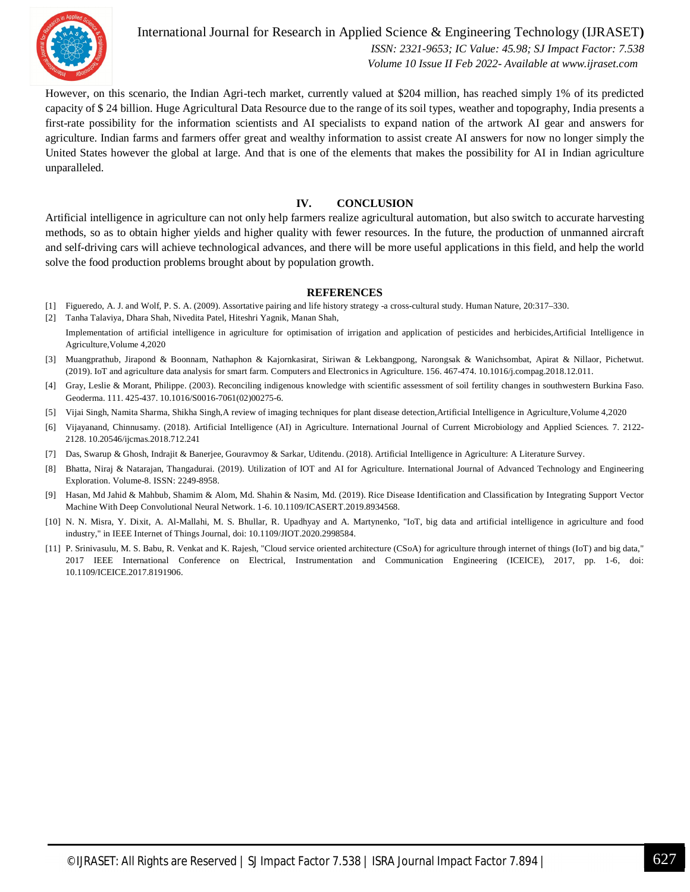However, on this scenario, the Indian Agri-tech market, currently valued at $204 million, has reached simply 1% of its predicted capacity of $ 24 billion. Huge Agricultural Data Resource due to the range of its soil types, weather and topography, India presents a first-rate possibility for the information scientists and AI specialists to expand nation of the artwork AI gear and answers for agriculture. Indian farms and farmers offer great and wealthy information to assist create AI answers for now no longer simply the United States however the global at large. And that is one of the elements that makes the possibility for AI in Indian agriculture unparalleled.

## IV. CONCLUSION

Artificial intelligence in agriculture can not only help farmers realize agricultural automation, but also switch to accurate harvesting methods, so as to obtain higher yields and higher quality with fewer resources. In the future, the production of unmanned aircraft and self-driving cars will achieve technological advances, and there will be more useful applications in this field, and help the world solve the food production problems brought about by population growth.

## REFERENCES

[1] Figueredo, A. J. and Wolf, P. S. A. (2009). Assortative pairing and life history strategy -a cross-cultural study. Human Nature, 20:317–330.

[2] Tanha Talaviya, Dhara Shah, Nivedita Patel, Hiteshri Yagnik, Manan Shah,
Implementation of artificial intelligence in agriculture for optimisation of irrigation and application of pesticides and herbicides,Artificial Intelligence in Agriculture,Volume 4,2020

[3] Muangprathub, Jirapond & Boonnam, Nathaphon & Kajornkasirat, Siriwan & Lekbangpong, Narongsak & Wanichsombat, Apirat & Nillaor, Pichetwut. (2019). IoT and agriculture data analysis for smart farm. Computers and Electronics in Agriculture. 156. 467-474. 10.1016/j.compag.2018.12.011.

[4] Gray, Leslie & Morant, Philippe. (2003). Reconciling indigenous knowledge with scientific assessment of soil fertility changes in southwestern Burkina Faso. Geoderma. 111. 425-437. 10.1016/S0016-7061(02)00275-6.

[5] Vijai Singh, Namita Sharma, Shikha Singh,A review of imaging techniques for plant disease detection,Artificial Intelligence in Agriculture,Volume 4,2020

[6] Vijayanand, Chinnusamy. (2018). Artificial Intelligence (AI) in Agriculture. International Journal of Current Microbiology and Applied Sciences. 7. 2122-2128. 10.20546/ijcmas.2018.712.241

[7] Das, Swarup & Ghosh, Indrajit & Banerjee, Gouravmoy & Sarkar, Uditendu. (2018). Artificial Intelligence in Agriculture: A Literature Survey.

[8] Bhatta, Niraj & Natarajan, Thangadurai. (2019). Utilization of IOT and AI for Agriculture. International Journal of Advanced Technology and Engineering Exploration. Volume-8. ISSN: 2249-8958.

[9] Hasan, Md Jahid & Mahbub, Shamim & Alom, Md. Shahin & Nasim, Md. (2019). Rice Disease Identification and Classification by Integrating Support Vector Machine With Deep Convolutional Neural Network. 1-6. 10.1109/ICASERT.2019.8934568.

[10] N. N. Misra, Y. Dixit, A. Al-Mallahi, M. S. Bhullar, R. Upadhyay and A. Martynenko, "IoT, big data and artificial intelligence in agriculture and food industry," in IEEE Internet of Things Journal, doi: 10.1109/JIOT.2020.2998584.

[11] P. Srinivasulu, M. S. Babu, R. Venkat and K. Rajesh, "Cloud service oriented architecture (CSoA) for agriculture through internet of things (IoT) and big data," 2017 IEEE International Conference on Electrical, Instrumentation and Communication Engineering (ICEICE), 2017, pp. 1-6, doi: 10.1109/ICEICE.2017.8191906.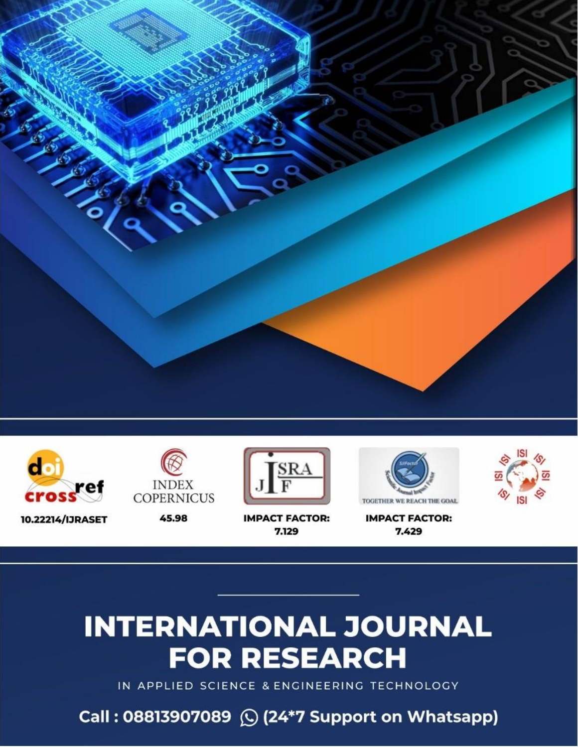10.22214/IJRASET

45.98

IMPACT FACTOR: 7.129

IMPACT FACTOR: 7.429

# INTERNATIONAL JOURNAL FOR RESEARCH

IN APPLIED SCIENCE & ENGINEERING TECHNOLOGY

Call : 08813907089 (24*7 Support on Whatsapp)